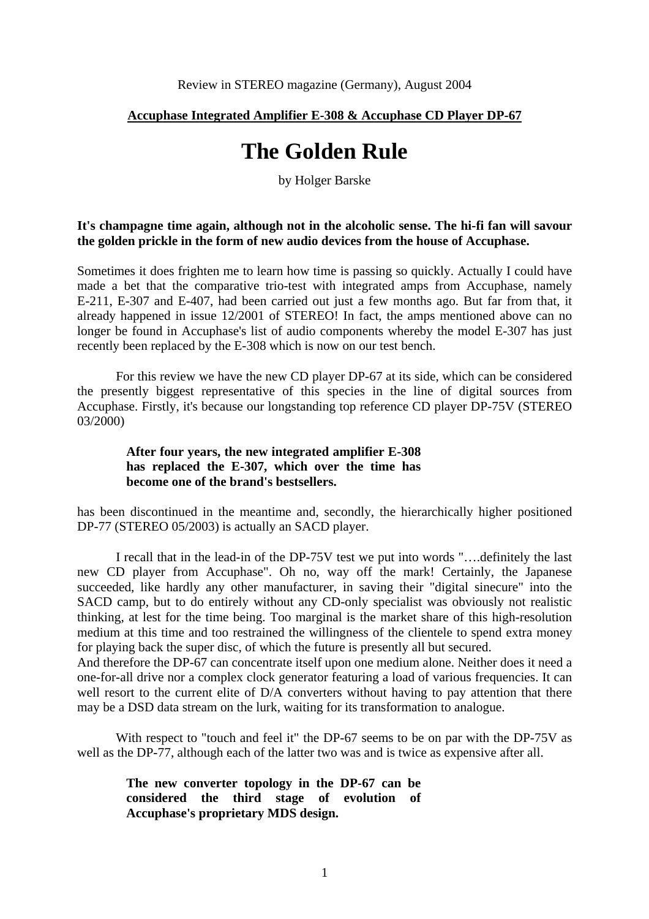Review in STEREO magazine (Germany), August 2004

**Accuphase Integrated Amplifier E-308 & Accuphase CD Player DP-67**

# The Golden Rule

by Holger Barske

**It's champagne time again, although not in the alcoholic sense. The hi-fi fan will savour the golden prickle in the form of new audio devices from the house of Accuphase.**

Sometimes it does frighten me to learn how time is passing so quickly. Actually I could have made a bet that the comparative trio-test with integrated amps from Accuphase, namely E-211, E-307 and E-407, had been carried out just a few months ago. But far from that, it already happened in issue 12/2001 of STEREO! In fact, the amps mentioned above can no longer be found in Accuphase's list of audio components whereby the model E-307 has just recently been replaced by the E-308 which is now on our test bench.

For this review we have the new CD player DP-67 at its side, which can be considered the presently biggest representative of this species in the line of digital sources from Accuphase. Firstly, it's because our longstanding top reference CD player DP-75V (STEREO 03/2000) has been discontinued in the meantime and, secondly, the hierarchically higher positioned DP-77 (STEREO 05/2003) is actually an SACD player.

**After four years, the new integrated amplifier E-308 has replaced the E-307, which over the time has become one of the brand's bestsellers.**

I recall that in the lead-in of the DP-75V test we put into words "….definitely the last new CD player from Accuphase". Oh no, way off the mark! Certainly, the Japanese succeeded, like hardly any other manufacturer, in saving their "digital sinecure" into the SACD camp, but to do entirely without any CD-only specialist was obviously not realistic thinking, at lest for the time being. Too marginal is the market share of this high-resolution medium at this time and too restrained the willingness of the clientele to spend extra money for playing back the super disc, of which the future is presently all but secured.
And therefore the DP-67 can concentrate itself upon one medium alone. Neither does it need a one-for-all drive nor a complex clock generator featuring a load of various frequencies. It can well resort to the current elite of D/A converters without having to pay attention that there may be a DSD data stream on the lurk, waiting for its transformation to analogue.

With respect to "touch and feel it" the DP-67 seems to be on par with the DP-75V as well as the DP-77, although each of the latter two was and is twice as expensive after all.

**The new converter topology in the DP-67 can be considered the third stage of evolution of Accuphase's proprietary MDS design.**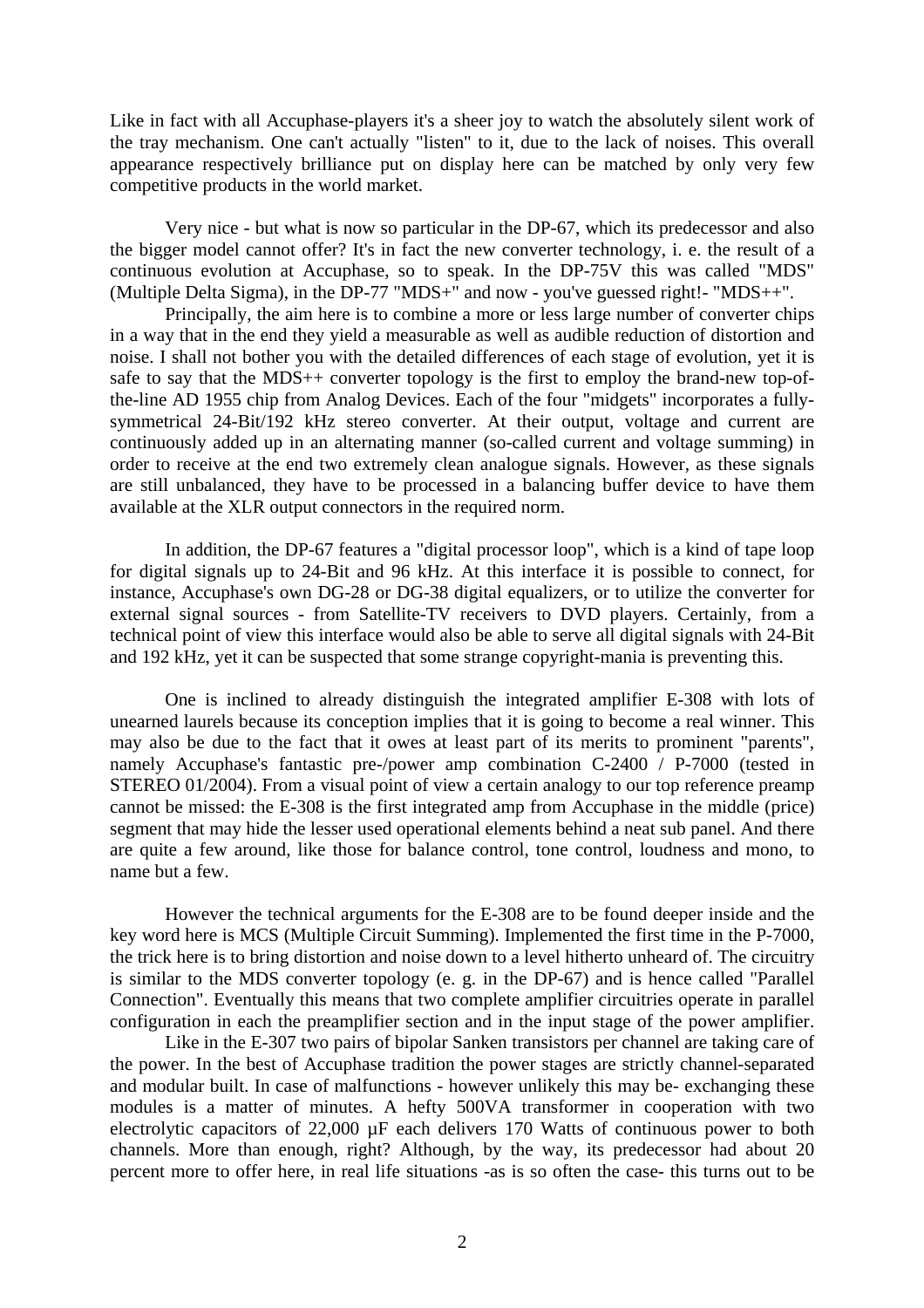Like in fact with all Accuphase-players it's a sheer joy to watch the absolutely silent work of the tray mechanism. One can't actually "listen" to it, due to the lack of noises. This overall appearance respectively brilliance put on display here can be matched by only very few competitive products in the world market.

Very nice - but what is now so particular in the DP-67, which its predecessor and also the bigger model cannot offer? It's in fact the new converter technology, i. e. the result of a continuous evolution at Accuphase, so to speak. In the DP-75V this was called "MDS" (Multiple Delta Sigma), in the DP-77 "MDS+" and now - you've guessed right!- "MDS++".

Principally, the aim here is to combine a more or less large number of converter chips in a way that in the end they yield a measurable as well as audible reduction of distortion and noise. I shall not bother you with the detailed differences of each stage of evolution, yet it is safe to say that the MDS++ converter topology is the first to employ the brand-new top-of-the-line AD 1955 chip from Analog Devices. Each of the four "midgets" incorporates a fully-symmetrical 24-Bit/192 kHz stereo converter. At their output, voltage and current are continuously added up in an alternating manner (so-called current and voltage summing) in order to receive at the end two extremely clean analogue signals. However, as these signals are still unbalanced, they have to be processed in a balancing buffer device to have them available at the XLR output connectors in the required norm.

In addition, the DP-67 features a "digital processor loop", which is a kind of tape loop for digital signals up to 24-Bit and 96 kHz. At this interface it is possible to connect, for instance, Accuphase's own DG-28 or DG-38 digital equalizers, or to utilize the converter for external signal sources - from Satellite-TV receivers to DVD players. Certainly, from a technical point of view this interface would also be able to serve all digital signals with 24-Bit and 192 kHz, yet it can be suspected that some strange copyright-mania is preventing this.

One is inclined to already distinguish the integrated amplifier E-308 with lots of unearned laurels because its conception implies that it is going to become a real winner. This may also be due to the fact that it owes at least part of its merits to prominent "parents", namely Accuphase's fantastic pre-/power amp combination C-2400 / P-7000 (tested in STEREO 01/2004). From a visual point of view a certain analogy to our top reference preamp cannot be missed: the E-308 is the first integrated amp from Accuphase in the middle (price) segment that may hide the lesser used operational elements behind a neat sub panel. And there are quite a few around, like those for balance control, tone control, loudness and mono, to name but a few.

However the technical arguments for the E-308 are to be found deeper inside and the key word here is MCS (Multiple Circuit Summing). Implemented the first time in the P-7000, the trick here is to bring distortion and noise down to a level hitherto unheard of. The circuitry is similar to the MDS converter topology (e. g. in the DP-67) and is hence called "Parallel Connection". Eventually this means that two complete amplifier circuitries operate in parallel configuration in each the preamplifier section and in the input stage of the power amplifier.

Like in the E-307 two pairs of bipolar Sanken transistors per channel are taking care of the power. In the best of Accuphase tradition the power stages are strictly channel-separated and modular built. In case of malfunctions - however unlikely this may be- exchanging these modules is a matter of minutes. A hefty 500VA transformer in cooperation with two electrolytic capacitors of 22,000 µF each delivers 170 Watts of continuous power to both channels. More than enough, right? Although, by the way, its predecessor had about 20 percent more to offer here, in real life situations -as is so often the case- this turns out to be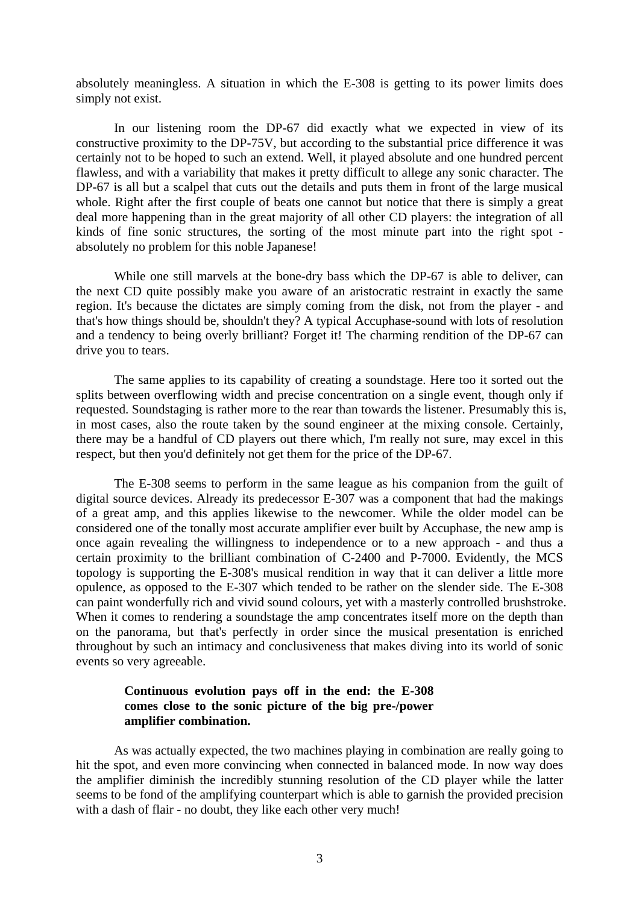absolutely meaningless. A situation in which the E-308 is getting to its power limits does simply not exist.

In our listening room the DP-67 did exactly what we expected in view of its constructive proximity to the DP-75V, but according to the substantial price difference it was certainly not to be hoped to such an extend. Well, it played absolute and one hundred percent flawless, and with a variability that makes it pretty difficult to allege any sonic character. The DP-67 is all but a scalpel that cuts out the details and puts them in front of the large musical whole. Right after the first couple of beats one cannot but notice that there is simply a great deal more happening than in the great majority of all other CD players: the integration of all kinds of fine sonic structures, the sorting of the most minute part into the right spot - absolutely no problem for this noble Japanese!

While one still marvels at the bone-dry bass which the DP-67 is able to deliver, can the next CD quite possibly make you aware of an aristocratic restraint in exactly the same region. It's because the dictates are simply coming from the disk, not from the player - and that's how things should be, shouldn't they? A typical Accuphase-sound with lots of resolution and a tendency to being overly brilliant? Forget it! The charming rendition of the DP-67 can drive you to tears.

The same applies to its capability of creating a soundstage. Here too it sorted out the splits between overflowing width and precise concentration on a single event, though only if requested. Soundstaging is rather more to the rear than towards the listener. Presumably this is, in most cases, also the route taken by the sound engineer at the mixing console. Certainly, there may be a handful of CD players out there which, I'm really not sure, may excel in this respect, but then you'd definitely not get them for the price of the DP-67.

The E-308 seems to perform in the same league as his companion from the guilt of digital source devices. Already its predecessor E-307 was a component that had the makings of a great amp, and this applies likewise to the newcomer. While the older model can be considered one of the tonally most accurate amplifier ever built by Accuphase, the new amp is once again revealing the willingness to independence or to a new approach - and thus a certain proximity to the brilliant combination of C-2400 and P-7000. Evidently, the MCS topology is supporting the E-308's musical rendition in way that it can deliver a little more opulence, as opposed to the E-307 which tended to be rather on the slender side. The E-308 can paint wonderfully rich and vivid sound colours, yet with a masterly controlled brushstroke. When it comes to rendering a soundstage the amp concentrates itself more on the depth than on the panorama, but that's perfectly in order since the musical presentation is enriched throughout by such an intimacy and conclusiveness that makes diving into its world of sonic events so very agreeable.

**Continuous evolution pays off in the end: the E-308 comes close to the sonic picture of the big pre-/power amplifier combination.**

As was actually expected, the two machines playing in combination are really going to hit the spot, and even more convincing when connected in balanced mode. In now way does the amplifier diminish the incredibly stunning resolution of the CD player while the latter seems to be fond of the amplifying counterpart which is able to garnish the provided precision with a dash of flair - no doubt, they like each other very much!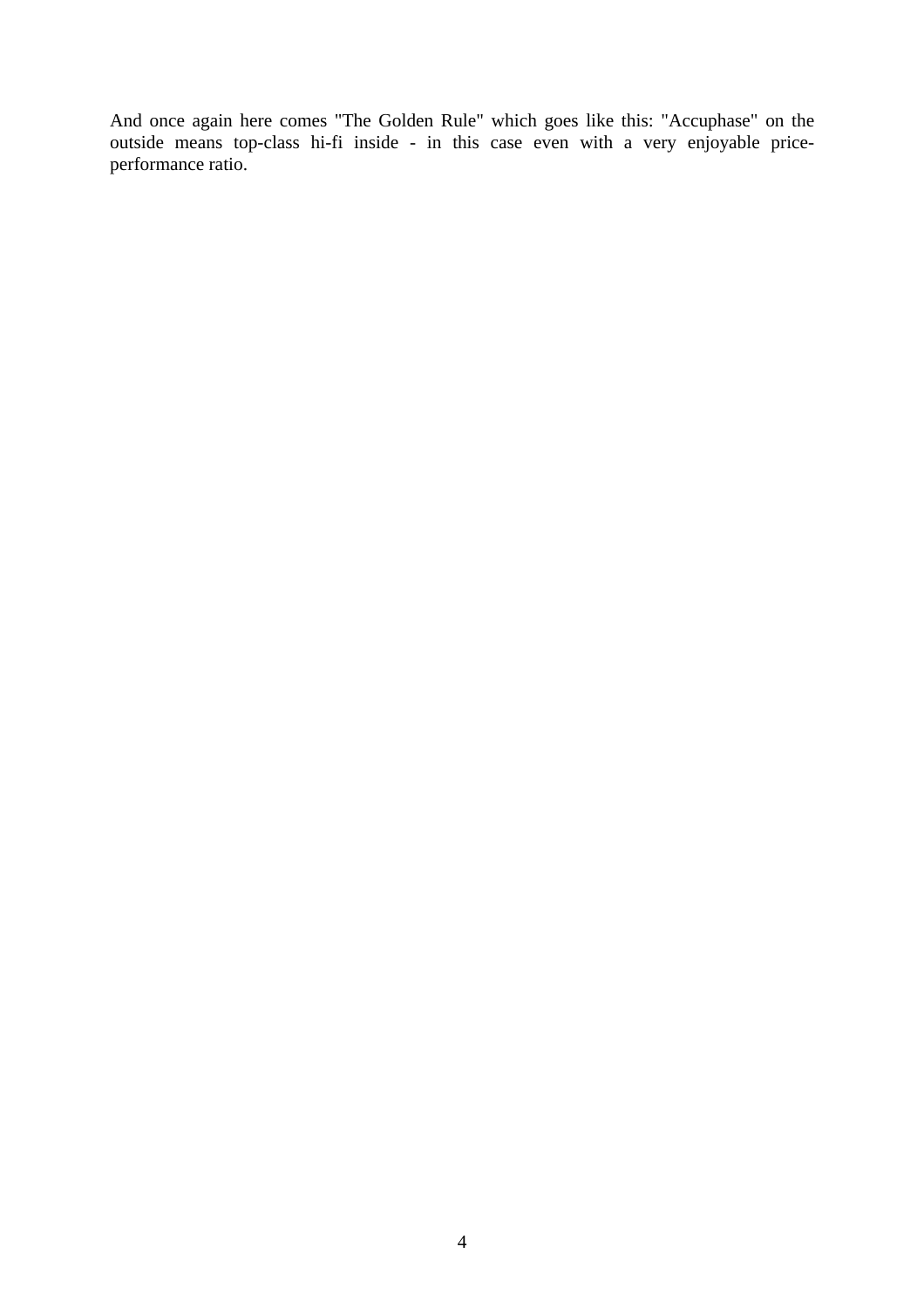And once again here comes "The Golden Rule" which goes like this: "Accuphase" on the outside means top-class hi-fi inside - in this case even with a very enjoyable price-performance ratio.